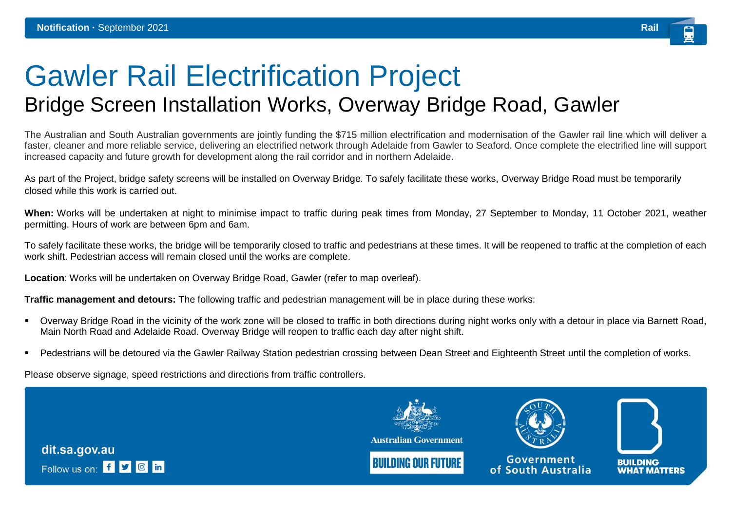**Notification** · September 2021

Rail

# Gawler Rail Electrification Project

## Bridge Screen Installation Works, Overway Bridge Road, Gawler

The Australian and South Australian governments are jointly funding the $715 million electrification and modernisation of the Gawler rail line which will deliver a faster, cleaner and more reliable service, delivering an electrified network through Adelaide from Gawler to Seaford. Once complete the electrified line will support increased capacity and future growth for development along the rail corridor and in northern Adelaide.

As part of the Project, bridge safety screens will be installed on Overway Bridge. To safely facilitate these works, Overway Bridge Road must be temporarily closed while this work is carried out.

**When:** Works will be undertaken at night to minimise impact to traffic during peak times from Monday, 27 September to Monday, 11 October 2021, weather permitting. Hours of work are between 6pm and 6am.

To safely facilitate these works, the bridge will be temporarily closed to traffic and pedestrians at these times. It will be reopened to traffic at the completion of each work shift. Pedestrian access will remain closed until the works are complete.

**Location**: Works will be undertaken on Overway Bridge Road, Gawler (refer to map overleaf).

**Traffic management and detours:** The following traffic and pedestrian management will be in place during these works:

- Overway Bridge Road in the vicinity of the work zone will be closed to traffic in both directions during night works only with a detour in place via Barnett Road, Main North Road and Adelaide Road. Overway Bridge will reopen to traffic each day after night shift.
- Pedestrians will be detoured via the Gawler Railway Station pedestrian crossing between Dean Street and Eighteenth Street until the completion of works.

Please observe signage, speed restrictions and directions from traffic controllers.

dit.sa.gov.au

Follow us on:

Australian Government

BUILDING OUR FUTURE

Government of South Australia

BUILDING WHAT MATTERS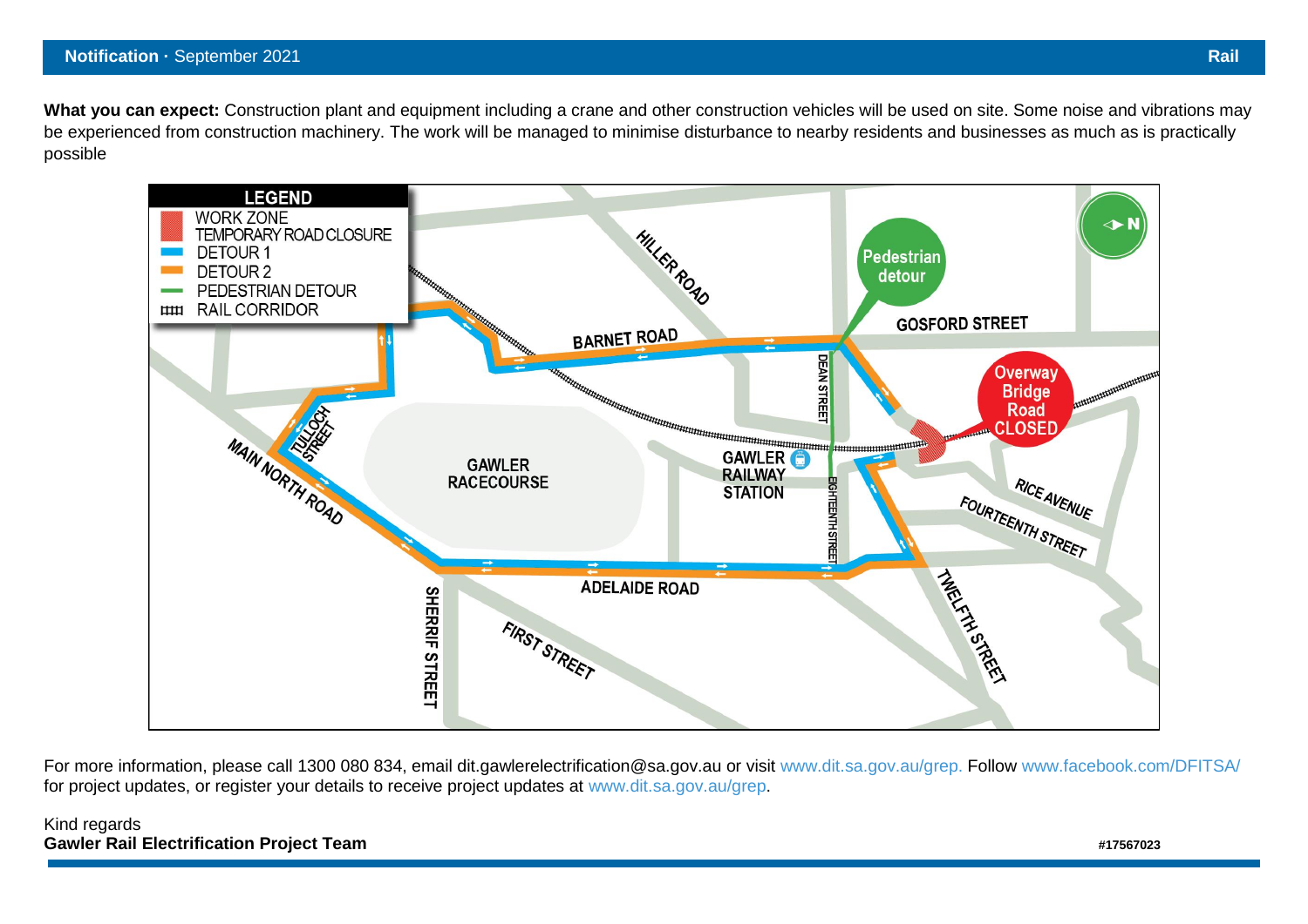**What you can expect:** Construction plant and equipment including a crane and other construction vehicles will be used on site. Some noise and vibrations may be experienced from construction machinery. The work will be managed to minimise disturbance to nearby residents and businesses as much as is practically possible

LEGEND
WORK ZONE
TEMPORARY ROAD CLOSURE
DETOUR 1
DETOUR 2
PEDESTRIAN DETOUR
RAIL CORRIDOR

N

Pedestrian detour

HILLER ROAD
BARNET ROAD
GOSFORD STREET
DEAN STREET
Overway Bridge Road CLOSED
TULLOCH STREET
MAIN NORTH ROAD
GAWLER RACECOURSE
GAWLER RAILWAY STATION
EIGHTEENTH STREET
RICE AVENUE
FOURTEENTH STREET
ADELAIDE ROAD
SHERRIF STREET
FIRST STREET
TWELFTH STREET

For more information, please call 1300 080 834, email dit.gawlerelectrification@sa.gov.au or visit www.dit.sa.gov.au/grep. Follow www.facebook.com/DFITSA/ for project updates, or register your details to receive project updates at www.dit.sa.gov.au/grep.

Kind regards
**Gawler Rail Electrification Project Team**

**#17567023**